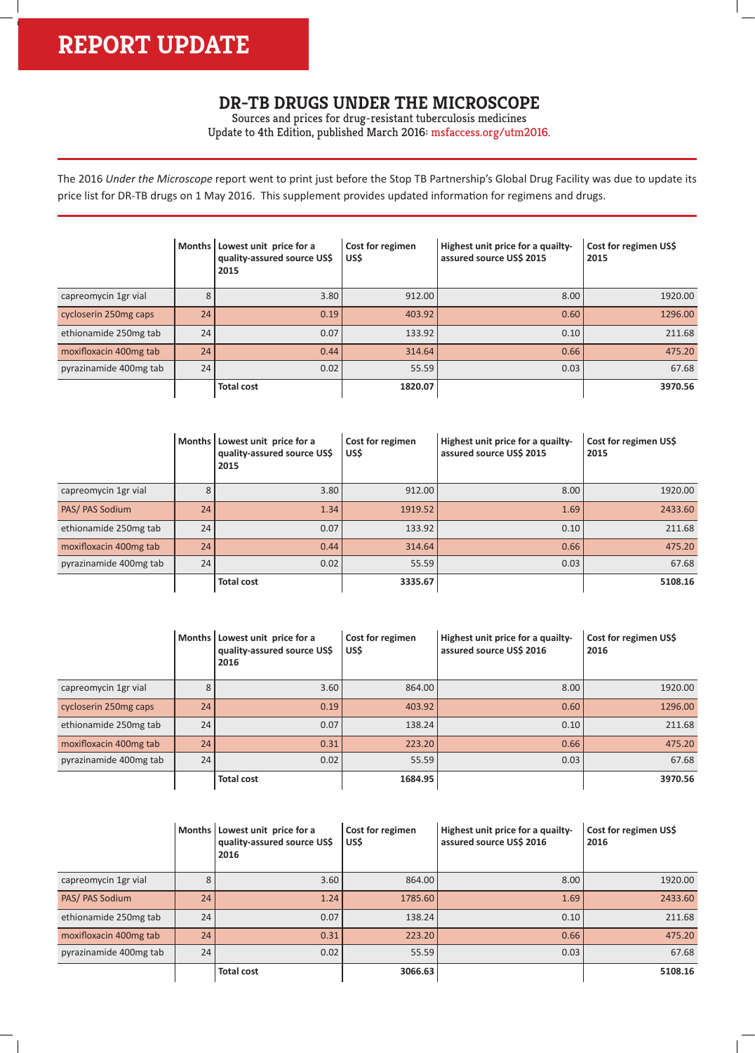# REPORT UPDATE

## DR-TB DRUGS UNDER THE MICROSCOPE

Sources and prices for drug-resistant tuberculosis medicines
Update to 4th Edition, published March 2016: msfaccess.org/utm2016.

The 2016 *Under the Microscope* report went to print just before the Stop TB Partnership's Global Drug Facility was due to update its price list for DR-TB drugs on 1 May 2016. This supplement provides updated information for regimens and drugs.

| | Months | Lowest unit price for a quality-assured source US$ 2015 | Cost for regimen US$ | Highest unit price for a quailty-assured source US$ 2015 | Cost for regimen US$ 2015 |
|---|---|---|---|---|---|
| capreomycin 1gr vial | 8 | 3.80 | 912.00 | 8.00 | 1920.00 |
| cycloserin 250mg caps | 24 | 0.19 | 403.92 | 0.60 | 1296.00 |
| ethionamide 250mg tab | 24 | 0.07 | 133.92 | 0.10 | 211.68 |
| moxifloxacin 400mg tab | 24 | 0.44 | 314.64 | 0.66 | 475.20 |
| pyrazinamide 400mg tab | 24 | 0.02 | 55.59 | 0.03 | 67.68 |
| | | **Total cost** | **1820.07** | | **3970.56** |

| | Months | Lowest unit price for a quality-assured source US$ 2015 | Cost for regimen US$ | Highest unit price for a quailty-assured source US$ 2015 | Cost for regimen US$ 2015 |
|---|---|---|---|---|---|
| capreomycin 1gr vial | 8 | 3.80 | 912.00 | 8.00 | 1920.00 |
| PAS/ PAS Sodium | 24 | 1.34 | 1919.52 | 1.69 | 2433.60 |
| ethionamide 250mg tab | 24 | 0.07 | 133.92 | 0.10 | 211.68 |
| moxifloxacin 400mg tab | 24 | 0.44 | 314.64 | 0.66 | 475.20 |
| pyrazinamide 400mg tab | 24 | 0.02 | 55.59 | 0.03 | 67.68 |
| | | **Total cost** | **3335.67** | | **5108.16** |

| | Months | Lowest unit price for a quality-assured source US$ 2016 | Cost for regimen US$ | Highest unit price for a quailty-assured source US$ 2016 | Cost for regimen US$ 2016 |
|---|---|---|---|---|---|
| capreomycin 1gr vial | 8 | 3.60 | 864.00 | 8.00 | 1920.00 |
| cycloserin 250mg caps | 24 | 0.19 | 403.92 | 0.60 | 1296.00 |
| ethionamide 250mg tab | 24 | 0.07 | 138.24 | 0.10 | 211.68 |
| moxifloxacin 400mg tab | 24 | 0.31 | 223.20 | 0.66 | 475.20 |
| pyrazinamide 400mg tab | 24 | 0.02 | 55.59 | 0.03 | 67.68 |
| | | **Total cost** | **1684.95** | | **3970.56** |

| | Months | Lowest unit price for a quality-assured source US$ 2016 | Cost for regimen US$ | Highest unit price for a quailty-assured source US$ 2016 | Cost for regimen US$ 2016 |
|---|---|---|---|---|---|
| capreomycin 1gr vial | 8 | 3.60 | 864.00 | 8.00 | 1920.00 |
| PAS/ PAS Sodium | 24 | 1.24 | 1785.60 | 1.69 | 2433.60 |
| ethionamide 250mg tab | 24 | 0.07 | 138.24 | 0.10 | 211.68 |
| moxifloxacin 400mg tab | 24 | 0.31 | 223.20 | 0.66 | 475.20 |
| pyrazinamide 400mg tab | 24 | 0.02 | 55.59 | 0.03 | 67.68 |
| | | **Total cost** | **3066.63** | | **5108.16** |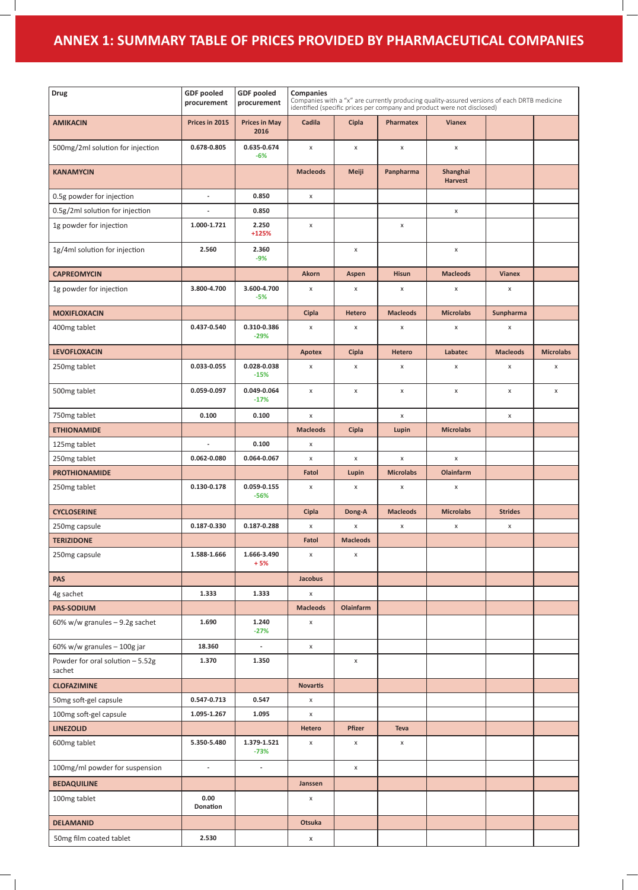# ANNEX 1: SUMMARY TABLE OF PRICES PROVIDED BY PHARMACEUTICAL COMPANIES

| Drug | GDF pooled procurement | GDF pooled procurement | Companies<br>Companies with a "x" are currently producing quality-assured versions of each DRTB medicine identified (specific prices per company and product were not disclosed) | | | | | |
|---|---|---|---|---|---|---|---|---|
| **AMIKACIN** | **Prices in 2015** | **Prices in May 2016** | **Cadila** | **Cipla** | **Pharmatex** | **Vianex** | | |
| 500mg/2ml solution for injection | 0.678-0.805 | 0.635-0.674<br>-6% | x | x | x | x | | |
| **KANAMYCIN** | | | **Macleods** | **Meiji** | **Panpharma** | **Shanghai Harvest** | | |
| 0.5g powder for injection | - | 0.850 | x | | | | | |
| 0.5g/2ml solution for injection | - | 0.850 | | | | x | | |
| 1g powder for injection | 1.000-1.721 | 2.250<br>+125% | x | | x | | | |
| 1g/4ml solution for injection | 2.560 | 2.360<br>-9% | | x | | x | | |
| **CAPREOMYCIN** | | | **Akorn** | **Aspen** | **Hisun** | **Macleods** | **Vianex** | |
| 1g powder for injection | 3.800-4.700 | 3.600-4.700<br>-5% | x | x | x | x | x | |
| **MOXIFLOXACIN** | | | **Cipla** | **Hetero** | **Macleods** | **Microlabs** | **Sunpharma** | |
| 400mg tablet | 0.437-0.540 | 0.310-0.386<br>-29% | x | x | x | x | x | |
| **LEVOFLOXACIN** | | | **Apotex** | **Cipla** | **Hetero** | **Labatec** | **Macleods** | **Microlabs** |
| 250mg tablet | 0.033-0.055 | 0.028-0.038<br>-15% | x | x | x | x | x | x |
| 500mg tablet | 0.059-0.097 | 0.049-0.064<br>-17% | x | x | x | x | x | x |
| 750mg tablet | 0.100 | 0.100 | x | | x | | x | |
| **ETHIONAMIDE** | | | **Macleods** | **Cipla** | **Lupin** | **Microlabs** | | |
| 125mg tablet | - | 0.100 | x | | | | | |
| 250mg tablet | 0.062-0.080 | 0.064-0.067 | x | x | x | x | | |
| **PROTHIONAMIDE** | | | **Fatol** | **Lupin** | **Microlabs** | **Olainfarm** | | |
| 250mg tablet | 0.130-0.178 | 0.059-0.155<br>-56% | x | x | x | x | | |
| **CYCLOSERINE** | | | **Cipla** | **Dong-A** | **Macleods** | **Microlabs** | **Strides** | |
| 250mg capsule | 0.187-0.330 | 0.187-0.288 | x | x | x | x | x | |
| **TERIZIDONE** | | | **Fatol** | **Macleods** | | | | |
| 250mg capsule | 1.588-1.666 | 1.666-3.490<br>+ 5% | x | x | | | | |
| **PAS** | | | **Jacobus** | | | | | |
| 4g sachet | 1.333 | 1.333 | x | | | | | |
| **PAS-SODIUM** | | | **Macleods** | **Olainfarm** | | | | |
| 60% w/w granules – 9.2g sachet | 1.690 | 1.240<br>-27% | x | | | | | |
| 60% w/w granules – 100g jar | 18.360 | - | x | | | | | |
| Powder for oral solution – 5.52g sachet | 1.370 | 1.350 | | x | | | | |
| **CLOFAZIMINE** | | | **Novartis** | | | | | |
| 50mg soft-gel capsule | 0.547-0.713 | 0.547 | x | | | | | |
| 100mg soft-gel capsule | 1.095-1.267 | 1.095 | x | | | | | |
| **LINEZOLID** | | | **Hetero** | **Pfizer** | **Teva** | | | |
| 600mg tablet | 5.350-5.480 | 1.379-1.521<br>-73% | x | x | x | | | |
| 100mg/ml powder for suspension | - | - | | x | | | | |
| **BEDAQUILINE** | | | **Janssen** | | | | | |
| 100mg tablet | 0.00<br>Donation | | x | | | | | |
| **DELAMANID** | | | **Otsuka** | | | | | |
| 50mg film coated tablet | 2.530 | | x | | | | | |